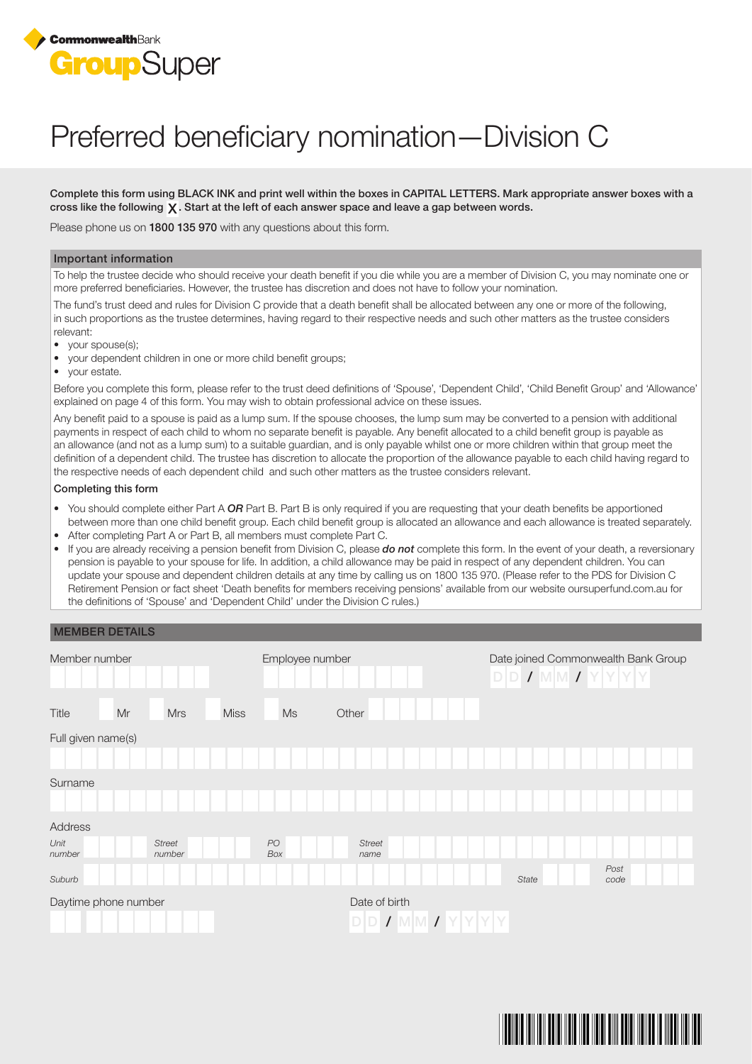CommonwealthBank **Group**Super

# Preferred beneficiary nomination—Division C

**Complete this form using BLACK INK and print well within the boxes in CAPITAL LETTERS. Mark appropriate answer boxes with a cross like the following X. Start at the left of each answer space and leave a gap between words.**

Please phone us on **1800 135 970** with any questions about this form.

## Important information

To help the trustee decide who should receive your death benefit if you die while you are a member of Division C, you may nominate one or more preferred beneficiaries. However, the trustee has discretion and does not have to follow your nomination.

The fund's trust deed and rules for Division C provide that a death benefit shall be allocated between any one or more of the following, in such proportions as the trustee determines, having regard to their respective needs and such other matters as the trustee considers relevant:

- your spouse(s);
- your dependent children in one or more child benefit groups;
- your estate.

Before you complete this form, please refer to the trust deed definitions of 'Spouse', 'Dependent Child', 'Child Benefit Group' and 'Allowance' explained on page 4 of this form. You may wish to obtain professional advice on these issues.

Any benefit paid to a spouse is paid as a lump sum. If the spouse chooses, the lump sum may be converted to a pension with additional payments in respect of each child to whom no separate benefit is payable. Any benefit allocated to a child benefit group is payable as an allowance (and not as a lump sum) to a suitable guardian, and is only payable whilst one or more children within that group meet the definition of a dependent child. The trustee has discretion to allocate the proportion of the allowance payable to each child having regard to the respective needs of each dependent child and such other matters as the trustee considers relevant.

### Completing this form

- You should complete either Part A ***OR*** Part B. Part B is only required if you are requesting that your death benefits be apportioned between more than one child benefit group. Each child benefit group is allocated an allowance and each allowance is treated separately.
- After completing Part A or Part B, all members must complete Part C.
- If you are already receiving a pension benefit from Division C, please ***do not*** complete this form. In the event of your death, a reversionary pension is payable to your spouse for life. In addition, a child allowance may be paid in respect of any dependent children. You can update your spouse and dependent children details at any time by calling us on 1800 135 970. (Please refer to the PDS for Division C Retirement Pension or fact sheet 'Death benefits for members receiving pensions' available from our website oursuperfund.com.au for the definitions of 'Spouse' and 'Dependent Child' under the Division C rules.)

## MEMBER DETAILS

Member number

Employee number

Date joined Commonwealth Bank Group DD / MM / YYYY

Title ☐ Mr ☐ Mrs ☐ Miss ☐ Ms Other

Full given name(s)

Surname

Address

*Unit number* *Street number* *PO Box* *Street name*

*Suburb* *State* *Post code*

Daytime phone number

Date of birth DD / MM / YYYY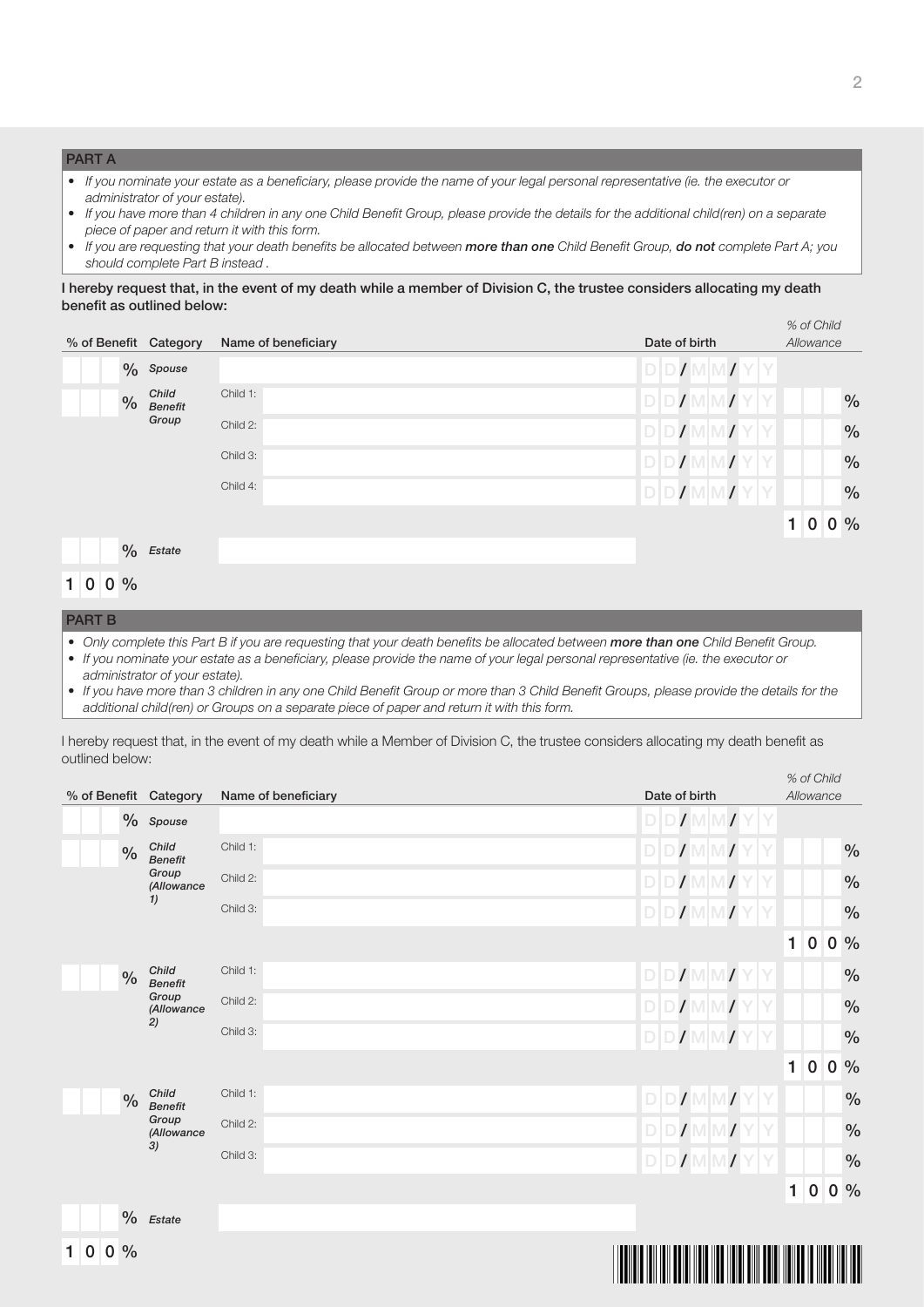## PART A

- *If you nominate your estate as a beneficiary, please provide the name of your legal personal representative (ie. the executor or administrator of your estate).*
- *If you have more than 4 children in any one Child Benefit Group, please provide the details for the additional child(ren) on a separate piece of paper and return it with this form.*
- *If you are requesting that your death benefits be allocated between **more than one** Child Benefit Group, **do not** complete Part A; you should complete Part B instead .*

**I hereby request that, in the event of my death while a member of Division C, the trustee considers allocating my death benefit as outlined below:**

| % of Benefit | Category | Name of beneficiary | Date of birth | *% of Child Allowance* |
|---|---|---|---|---|
| % | *Spouse* | | DD/MM/YY | |
| % | *Child Benefit Group* | Child 1: | DD/MM/YY | % |
| | | Child 2: | DD/MM/YY | % |
| | | Child 3: | DD/MM/YY | % |
| | | Child 4: | DD/MM/YY | % |
| | | | | 100 % |
| % | *Estate* | | | |
| 100 % | | | | |

## PART B

- *Only complete this Part B if you are requesting that your death benefits be allocated between **more than one** Child Benefit Group.*
- *If you nominate your estate as a beneficiary, please provide the name of your legal personal representative (ie. the executor or administrator of your estate).*
- *If you have more than 3 children in any one Child Benefit Group or more than 3 Child Benefit Groups, please provide the details for the additional child(ren) or Groups on a separate piece of paper and return it with this form.*

I hereby request that, in the event of my death while a Member of Division C, the trustee considers allocating my death benefit as outlined below:

| % of Benefit | Category | Name of beneficiary | Date of birth | *% of Child Allowance* |
|---|---|---|---|---|
| % | *Spouse* | | DD/MM/YY | |
| % | *Child Benefit Group (Allowance 1)* | Child 1: | DD/MM/YY | % |
| | | Child 2: | DD/MM/YY | % |
| | | Child 3: | DD/MM/YY | % |
| | | | | 100 % |
| % | *Child Benefit Group (Allowance 2)* | Child 1: | DD/MM/YY | % |
| | | Child 2: | DD/MM/YY | % |
| | | Child 3: | DD/MM/YY | % |
| | | | | 100 % |
| % | *Child Benefit Group (Allowance 3)* | Child 1: | DD/MM/YY | % |
| | | Child 2: | DD/MM/YY | % |
| | | Child 3: | DD/MM/YY | % |
| | | | | 100 % |
| % | *Estate* | | | |
| 100 % | | | | |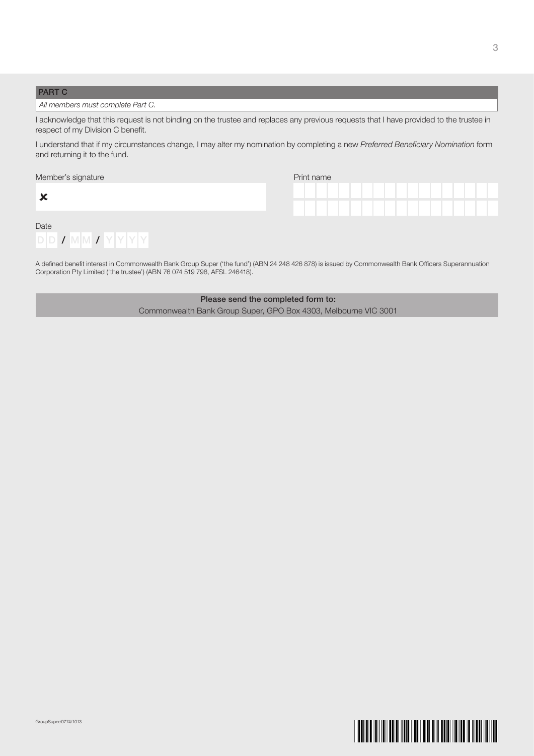## PART C

*All members must complete Part C.*

I acknowledge that this request is not binding on the trustee and replaces any previous requests that I have provided to the trustee in respect of my Division C benefit.

I understand that if my circumstances change, I may alter my nomination by completing a new *Preferred Beneficiary Nomination* form and returning it to the fund.

Member's signature

✘

Print name

Date

DD / MM / YYYY

A defined benefit interest in Commonwealth Bank Group Super ('the fund') (ABN 24 248 426 878) is issued by Commonwealth Bank Officers Superannuation Corporation Pty Limited ('the trustee') (ABN 76 074 519 798, AFSL 246418).

**Please send the completed form to:**
Commonwealth Bank Group Super, GPO Box 4303, Melbourne VIC 3001

GroupSuper/0774/1013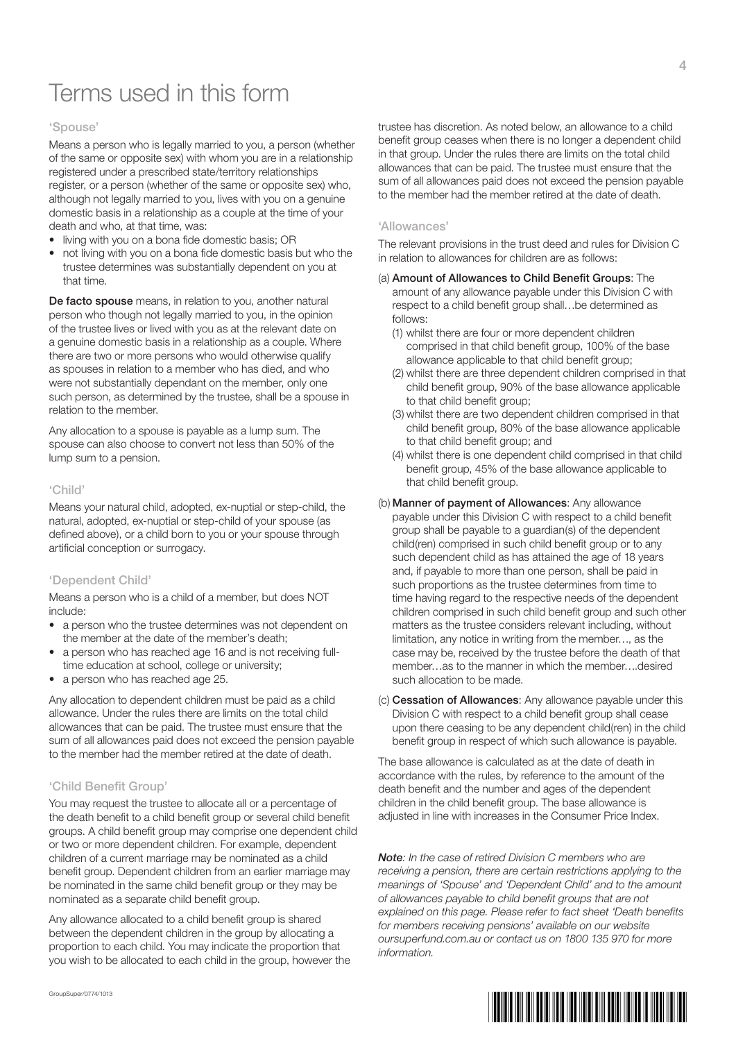# Terms used in this form

## 'Spouse'

Means a person who is legally married to you, a person (whether of the same or opposite sex) with whom you are in a relationship registered under a prescribed state/territory relationships register, or a person (whether of the same or opposite sex) who, although not legally married to you, lives with you on a genuine domestic basis in a relationship as a couple at the time of your death and who, at that time, was:

- living with you on a bona fide domestic basis; OR
- not living with you on a bona fide domestic basis but who the trustee determines was substantially dependent on you at that time.

**De facto spouse** means, in relation to you, another natural person who though not legally married to you, in the opinion of the trustee lives or lived with you as at the relevant date on a genuine domestic basis in a relationship as a couple. Where there are two or more persons who would otherwise qualify as spouses in relation to a member who has died, and who were not substantially dependant on the member, only one such person, as determined by the trustee, shall be a spouse in relation to the member.

Any allocation to a spouse is payable as a lump sum. The spouse can also choose to convert not less than 50% of the lump sum to a pension.

## 'Child'

Means your natural child, adopted, ex-nuptial or step-child, the natural, adopted, ex-nuptial or step-child of your spouse (as defined above), or a child born to you or your spouse through artificial conception or surrogacy.

## 'Dependent Child'

Means a person who is a child of a member, but does NOT include:

- a person who the trustee determines was not dependent on the member at the date of the member's death;
- a person who has reached age 16 and is not receiving full-time education at school, college or university;
- a person who has reached age 25.

Any allocation to dependent children must be paid as a child allowance. Under the rules there are limits on the total child allowances that can be paid. The trustee must ensure that the sum of all allowances paid does not exceed the pension payable to the member had the member retired at the date of death.

## 'Child Benefit Group'

You may request the trustee to allocate all or a percentage of the death benefit to a child benefit group or several child benefit groups. A child benefit group may comprise one dependent child or two or more dependent children. For example, dependent children of a current marriage may be nominated as a child benefit group. Dependent children from an earlier marriage may be nominated in the same child benefit group or they may be nominated as a separate child benefit group.

Any allowance allocated to a child benefit group is shared between the dependent children in the group by allocating a proportion to each child. You may indicate the proportion that you wish to be allocated to each child in the group, however the trustee has discretion. As noted below, an allowance to a child benefit group ceases when there is no longer a dependent child in that group. Under the rules there are limits on the total child allowances that can be paid. The trustee must ensure that the sum of all allowances paid does not exceed the pension payable to the member had the member retired at the date of death.

## 'Allowances'

The relevant provisions in the trust deed and rules for Division C in relation to allowances for children are as follows:

(a) **Amount of Allowances to Child Benefit Groups**: The amount of any allowance payable under this Division C with respect to a child benefit group shall…be determined as follows:
   (1) whilst there are four or more dependent children comprised in that child benefit group, 100% of the base allowance applicable to that child benefit group;
   (2) whilst there are three dependent children comprised in that child benefit group, 90% of the base allowance applicable to that child benefit group;
   (3) whilst there are two dependent children comprised in that child benefit group, 80% of the base allowance applicable to that child benefit group; and
   (4) whilst there is one dependent child comprised in that child benefit group, 45% of the base allowance applicable to that child benefit group.

(b) **Manner of payment of Allowances**: Any allowance payable under this Division C with respect to a child benefit group shall be payable to a guardian(s) of the dependent child(ren) comprised in such child benefit group or to any such dependent child as has attained the age of 18 years and, if payable to more than one person, shall be paid in such proportions as the trustee determines from time to time having regard to the respective needs of the dependent children comprised in such child benefit group and such other matters as the trustee considers relevant including, without limitation, any notice in writing from the member…, as the case may be, received by the trustee before the death of that member…as to the manner in which the member….desired such allocation to be made.

(c) **Cessation of Allowances**: Any allowance payable under this Division C with respect to a child benefit group shall cease upon there ceasing to be any dependent child(ren) in the child benefit group in respect of which such allowance is payable.

The base allowance is calculated as at the date of death in accordance with the rules, by reference to the amount of the death benefit and the number and ages of the dependent children in the child benefit group. The base allowance is adjusted in line with increases in the Consumer Price Index.

***Note**: In the case of retired Division C members who are receiving a pension, there are certain restrictions applying to the meanings of 'Spouse' and 'Dependent Child' and to the amount of allowances payable to child benefit groups that are not explained on this page. Please refer to fact sheet 'Death benefits for members receiving pensions' available on our website oursuperfund.com.au or contact us on 1800 135 970 for more information.*

GroupSuper/0774/1013